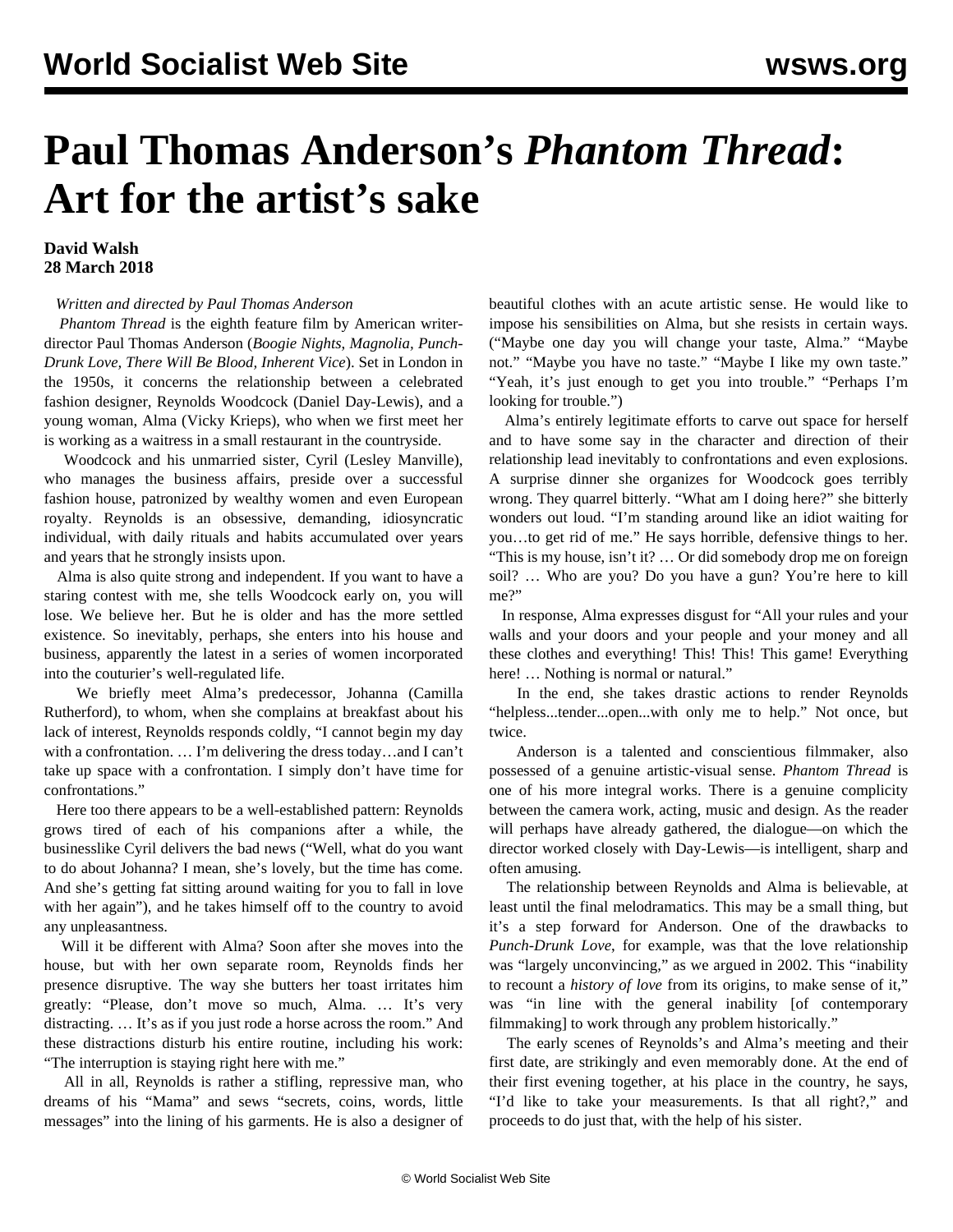# Paul Thomas Anderson's *Phantom Thread*: Art for the artist's sake

**David Walsh**
**28 March 2018**

*Written and directed by Paul Thomas Anderson*

*Phantom Thread* is the eighth feature film by American writer-director Paul Thomas Anderson (*Boogie Nights*, *Magnolia, Punch-Drunk Love, There Will Be Blood, Inherent Vice*). Set in London in the 1950s, it concerns the relationship between a celebrated fashion designer, Reynolds Woodcock (Daniel Day-Lewis), and a young woman, Alma (Vicky Krieps), who when we first meet her is working as a waitress in a small restaurant in the countryside.

Woodcock and his unmarried sister, Cyril (Lesley Manville), who manages the business affairs, preside over a successful fashion house, patronized by wealthy women and even European royalty. Reynolds is an obsessive, demanding, idiosyncratic individual, with daily rituals and habits accumulated over years and years that he strongly insists upon.

Alma is also quite strong and independent. If you want to have a staring contest with me, she tells Woodcock early on, you will lose. We believe her. But he is older and has the more settled existence. So inevitably, perhaps, she enters into his house and business, apparently the latest in a series of women incorporated into the couturier's well-regulated life.

We briefly meet Alma's predecessor, Johanna (Camilla Rutherford), to whom, when she complains at breakfast about his lack of interest, Reynolds responds coldly, "I cannot begin my day with a confrontation. … I'm delivering the dress today…and I can't take up space with a confrontation. I simply don't have time for confrontations."

Here too there appears to be a well-established pattern: Reynolds grows tired of each of his companions after a while, the businesslike Cyril delivers the bad news ("Well, what do you want to do about Johanna? I mean, she's lovely, but the time has come. And she's getting fat sitting around waiting for you to fall in love with her again"), and he takes himself off to the country to avoid any unpleasantness.

Will it be different with Alma? Soon after she moves into the house, but with her own separate room, Reynolds finds her presence disruptive. The way she butters her toast irritates him greatly: "Please, don't move so much, Alma. … It's very distracting. … It's as if you just rode a horse across the room." And these distractions disturb his entire routine, including his work: "The interruption is staying right here with me."

All in all, Reynolds is rather a stifling, repressive man, who dreams of his "Mama" and sews "secrets, coins, words, little messages" into the lining of his garments. He is also a designer of beautiful clothes with an acute artistic sense. He would like to impose his sensibilities on Alma, but she resists in certain ways. ("Maybe one day you will change your taste, Alma." "Maybe not." "Maybe you have no taste." "Maybe I like my own taste." "Yeah, it's just enough to get you into trouble." "Perhaps I'm looking for trouble.")

Alma's entirely legitimate efforts to carve out space for herself and to have some say in the character and direction of their relationship lead inevitably to confrontations and even explosions. A surprise dinner she organizes for Woodcock goes terribly wrong. They quarrel bitterly. "What am I doing here?" she bitterly wonders out loud. "I'm standing around like an idiot waiting for you…to get rid of me." He says horrible, defensive things to her. "This is my house, isn't it? … Or did somebody drop me on foreign soil? … Who are you? Do you have a gun? You're here to kill me?"

In response, Alma expresses disgust for "All your rules and your walls and your doors and your people and your money and all these clothes and everything! This! This! This game! Everything here! … Nothing is normal or natural."

In the end, she takes drastic actions to render Reynolds "helpless...tender...open...with only me to help." Not once, but twice.

Anderson is a talented and conscientious filmmaker, also possessed of a genuine artistic-visual sense. *Phantom Thread* is one of his more integral works. There is a genuine complicity between the camera work, acting, music and design. As the reader will perhaps have already gathered, the dialogue—on which the director worked closely with Day-Lewis—is intelligent, sharp and often amusing.

The relationship between Reynolds and Alma is believable, at least until the final melodramatics. This may be a small thing, but it's a step forward for Anderson. One of the drawbacks to *Punch-Drunk Love*, for example, was that the love relationship was "largely unconvincing," as we argued in 2002. This "inability to recount a *history of love* from its origins, to make sense of it," was "in line with the general inability [of contemporary filmmaking] to work through any problem historically."

The early scenes of Reynolds's and Alma's meeting and their first date, are strikingly and even memorably done. At the end of their first evening together, at his place in the country, he says, "I'd like to take your measurements. Is that all right?," and proceeds to do just that, with the help of his sister.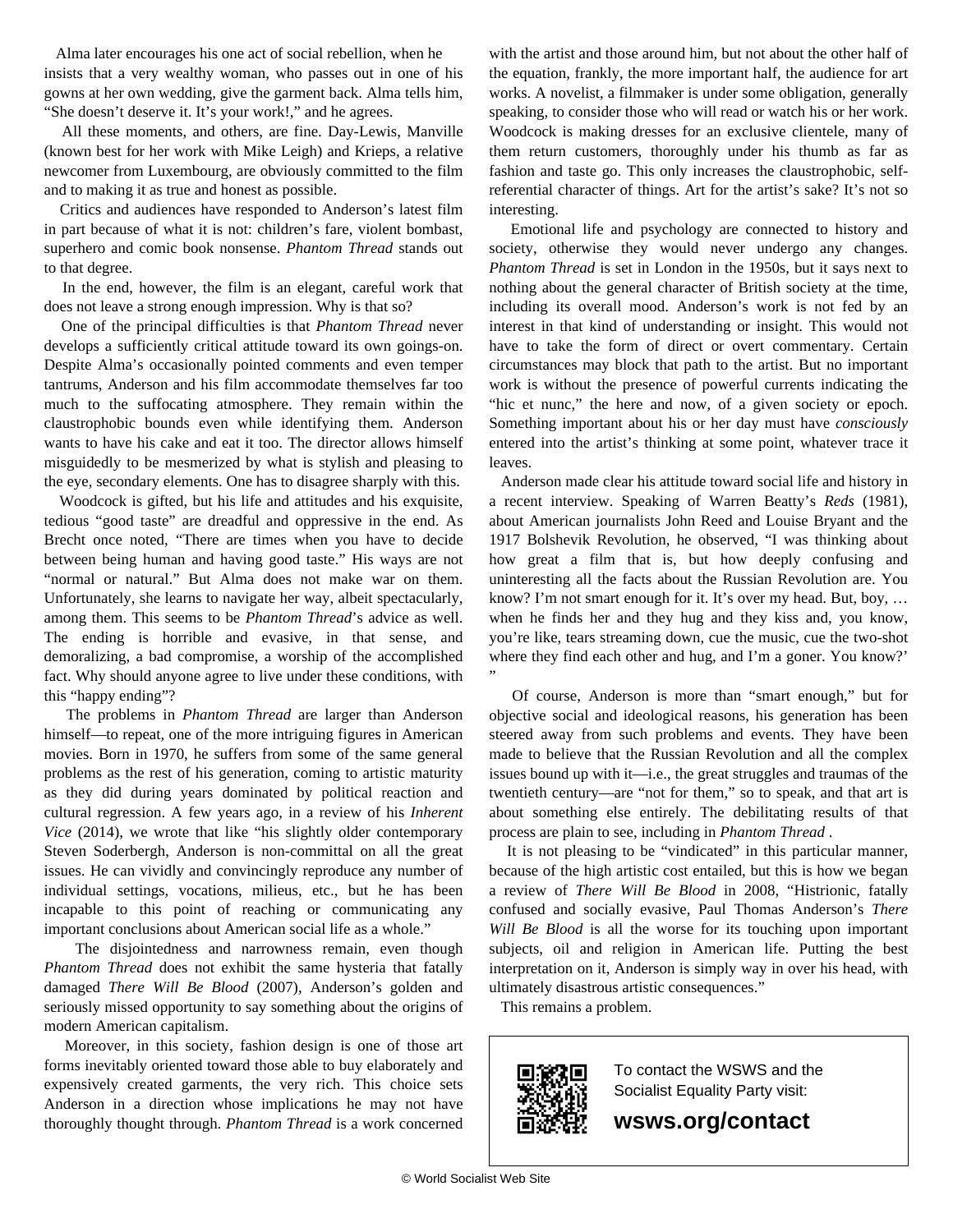Alma later encourages his one act of social rebellion, when he insists that a very wealthy woman, who passes out in one of his gowns at her own wedding, give the garment back. Alma tells him, "She doesn't deserve it. It's your work!," and he agrees.

All these moments, and others, are fine. Day-Lewis, Manville (known best for her work with Mike Leigh) and Krieps, a relative newcomer from Luxembourg, are obviously committed to the film and to making it as true and honest as possible.

Critics and audiences have responded to Anderson's latest film in part because of what it is not: children's fare, violent bombast, superhero and comic book nonsense. *Phantom Thread* stands out to that degree.

In the end, however, the film is an elegant, careful work that does not leave a strong enough impression. Why is that so?

One of the principal difficulties is that *Phantom Thread* never develops a sufficiently critical attitude toward its own goings-on. Despite Alma's occasionally pointed comments and even temper tantrums, Anderson and his film accommodate themselves far too much to the suffocating atmosphere. They remain within the claustrophobic bounds even while identifying them. Anderson wants to have his cake and eat it too. The director allows himself misguidedly to be mesmerized by what is stylish and pleasing to the eye, secondary elements. One has to disagree sharply with this.

Woodcock is gifted, but his life and attitudes and his exquisite, tedious "good taste" are dreadful and oppressive in the end. As Brecht once noted, "There are times when you have to decide between being human and having good taste." His ways are not "normal or natural." But Alma does not make war on them. Unfortunately, she learns to navigate her way, albeit spectacularly, among them. This seems to be *Phantom Thread*'s advice as well. The ending is horrible and evasive, in that sense, and demoralizing, a bad compromise, a worship of the accomplished fact. Why should anyone agree to live under these conditions, with this "happy ending"?

The problems in *Phantom Thread* are larger than Anderson himself—to repeat, one of the more intriguing figures in American movies. Born in 1970, he suffers from some of the same general problems as the rest of his generation, coming to artistic maturity as they did during years dominated by political reaction and cultural regression. A few years ago, in a review of his *Inherent Vice* (2014), we wrote that like "his slightly older contemporary Steven Soderbergh, Anderson is non-committal on all the great issues. He can vividly and convincingly reproduce any number of individual settings, vocations, milieus, etc., but he has been incapable to this point of reaching or communicating any important conclusions about American social life as a whole."

The disjointedness and narrowness remain, even though *Phantom Thread* does not exhibit the same hysteria that fatally damaged *There Will Be Blood* (2007), Anderson's golden and seriously missed opportunity to say something about the origins of modern American capitalism.

Moreover, in this society, fashion design is one of those art forms inevitably oriented toward those able to buy elaborately and expensively created garments, the very rich. This choice sets Anderson in a direction whose implications he may not have thoroughly thought through. *Phantom Thread* is a work concerned with the artist and those around him, but not about the other half of the equation, frankly, the more important half, the audience for art works. A novelist, a filmmaker is under some obligation, generally speaking, to consider those who will read or watch his or her work. Woodcock is making dresses for an exclusive clientele, many of them return customers, thoroughly under his thumb as far as fashion and taste go. This only increases the claustrophobic, self-referential character of things. Art for the artist's sake? It's not so interesting.

Emotional life and psychology are connected to history and society, otherwise they would never undergo any changes. *Phantom Thread* is set in London in the 1950s, but it says next to nothing about the general character of British society at the time, including its overall mood. Anderson's work is not fed by an interest in that kind of understanding or insight. This would not have to take the form of direct or overt commentary. Certain circumstances may block that path to the artist. But no important work is without the presence of powerful currents indicating the "hic et nunc," the here and now, of a given society or epoch. Something important about his or her day must have *consciously* entered into the artist's thinking at some point, whatever trace it leaves.

Anderson made clear his attitude toward social life and history in a recent interview. Speaking of Warren Beatty's *Reds* (1981), about American journalists John Reed and Louise Bryant and the 1917 Bolshevik Revolution, he observed, "I was thinking about how great a film that is, but how deeply confusing and uninteresting all the facts about the Russian Revolution are. You know? I'm not smart enough for it. It's over my head. But, boy, … when he finds her and they hug and they kiss and, you know, you're like, tears streaming down, cue the music, cue the two-shot where they find each other and hug, and I'm a goner. You know?' "

Of course, Anderson is more than "smart enough," but for objective social and ideological reasons, his generation has been steered away from such problems and events. They have been made to believe that the Russian Revolution and all the complex issues bound up with it—i.e., the great struggles and traumas of the twentieth century—are "not for them," so to speak, and that art is about something else entirely. The debilitating results of that process are plain to see, including in *Phantom Thread* .

It is not pleasing to be "vindicated" in this particular manner, because of the high artistic cost entailed, but this is how we began a review of *There Will Be Blood* in 2008, "Histrionic, fatally confused and socially evasive, Paul Thomas Anderson's *There Will Be Blood* is all the worse for its touching upon important subjects, oil and religion in American life. Putting the best interpretation on it, Anderson is simply way in over his head, with ultimately disastrous artistic consequences."

This remains a problem.

To contact the WSWS and the Socialist Equality Party visit:

**wsws.org/contact**